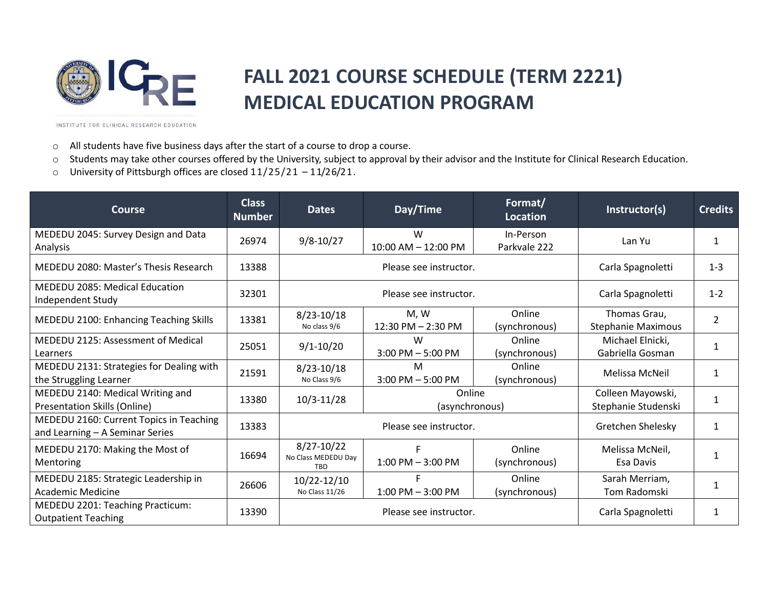# FALL 2021 COURSE SCHEDULE (TERM 2221)
# MEDICAL EDUCATION PROGRAM

INSTITUTE FOR CLINICAL RESEARCH EDUCATION

- All students have five business days after the start of a course to drop a course.
- Students may take other courses offered by the University, subject to approval by their advisor and the Institute for Clinical Research Education.
- University of Pittsburgh offices are closed 11/25/21 – 11/26/21.

| Course | Class Number | Dates | Day/Time | Format/ Location | Instructor(s) | Credits |
|---|---|---|---|---|---|---|
| MEDEDU 2045: Survey Design and Data Analysis | 26974 | 9/8-10/27 | W 10:00 AM – 12:00 PM | In-Person Parkvale 222 | Lan Yu | 1 |
| MEDEDU 2080: Master's Thesis Research | 13388 | Please see instructor. | | | Carla Spagnoletti | 1-3 |
| MEDEDU 2085: Medical Education Independent Study | 32301 | Please see instructor. | | | Carla Spagnoletti | 1-2 |
| MEDEDU 2100: Enhancing Teaching Skills | 13381 | 8/23-10/18 No class 9/6 | M, W 12:30 PM – 2:30 PM | Online (synchronous) | Thomas Grau, Stephanie Maximous | 2 |
| MEDEDU 2125: Assessment of Medical Learners | 25051 | 9/1-10/20 | W 3:00 PM – 5:00 PM | Online (synchronous) | Michael Elnicki, Gabriella Gosman | 1 |
| MEDEDU 2131: Strategies for Dealing with the Struggling Learner | 21591 | 8/23-10/18 No Class 9/6 | M 3:00 PM – 5:00 PM | Online (synchronous) | Melissa McNeil | 1 |
| MEDEDU 2140: Medical Writing and Presentation Skills (Online) | 13380 | 10/3-11/28 | Online (asynchronous) | | Colleen Mayowski, Stephanie Studenski | 1 |
| MEDEDU 2160: Current Topics in Teaching and Learning – A Seminar Series | 13383 | Please see instructor. | | | Gretchen Shelesky | 1 |
| MEDEDU 2170: Making the Most of Mentoring | 16694 | 8/27-10/22 No Class MEDEDU Day TBD | F 1:00 PM – 3:00 PM | Online (synchronous) | Melissa McNeil, Esa Davis | 1 |
| MEDEDU 2185: Strategic Leadership in Academic Medicine | 26606 | 10/22-12/10 No Class 11/26 | F 1:00 PM – 3:00 PM | Online (synchronous) | Sarah Merriam, Tom Radomski | 1 |
| MEDEDU 2201: Teaching Practicum: Outpatient Teaching | 13390 | Please see instructor. | | | Carla Spagnoletti | 1 |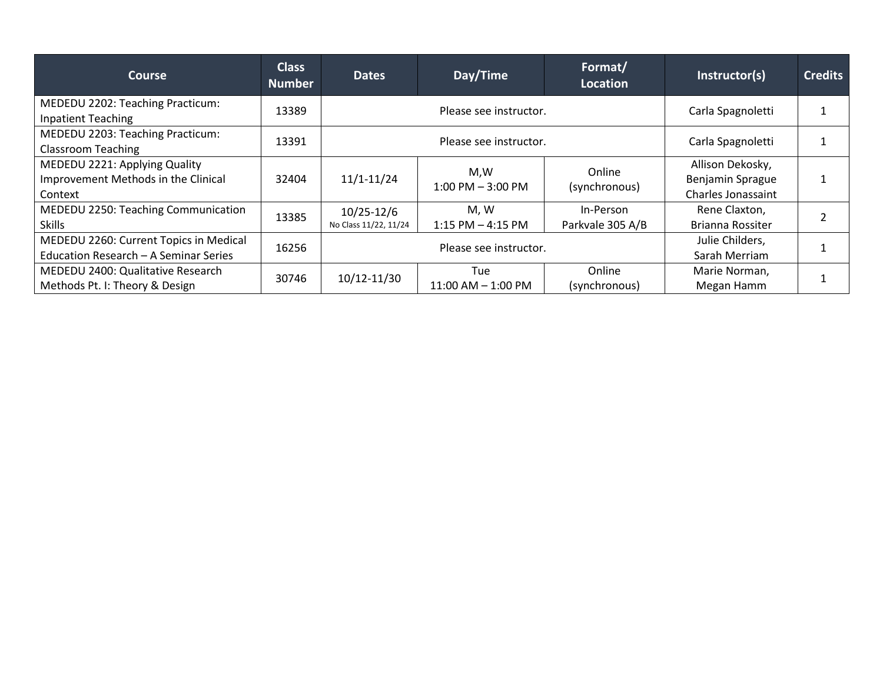| Course | Class Number | Dates | Day/Time | Format/ Location | Instructor(s) | Credits |
|---|---|---|---|---|---|---|
| MEDEDU 2202: Teaching Practicum: Inpatient Teaching | 13389 | Please see instructor. | | | Carla Spagnoletti | 1 |
| MEDEDU 2203: Teaching Practicum: Classroom Teaching | 13391 | Please see instructor. | | | Carla Spagnoletti | 1 |
| MEDEDU 2221: Applying Quality Improvement Methods in the Clinical Context | 32404 | 11/1-11/24 | M,W 1:00 PM – 3:00 PM | Online (synchronous) | Allison Dekosky, Benjamin Sprague Charles Jonassaint | 1 |
| MEDEDU 2250: Teaching Communication Skills | 13385 | 10/25-12/6 No Class 11/22, 11/24 | M, W 1:15 PM – 4:15 PM | In-Person Parkvale 305 A/B | Rene Claxton, Brianna Rossiter | 2 |
| MEDEDU 2260: Current Topics in Medical Education Research – A Seminar Series | 16256 | Please see instructor. | | | Julie Childers, Sarah Merriam | 1 |
| MEDEDU 2400: Qualitative Research Methods Pt. I: Theory & Design | 30746 | 10/12-11/30 | Tue 11:00 AM – 1:00 PM | Online (synchronous) | Marie Norman, Megan Hamm | 1 |